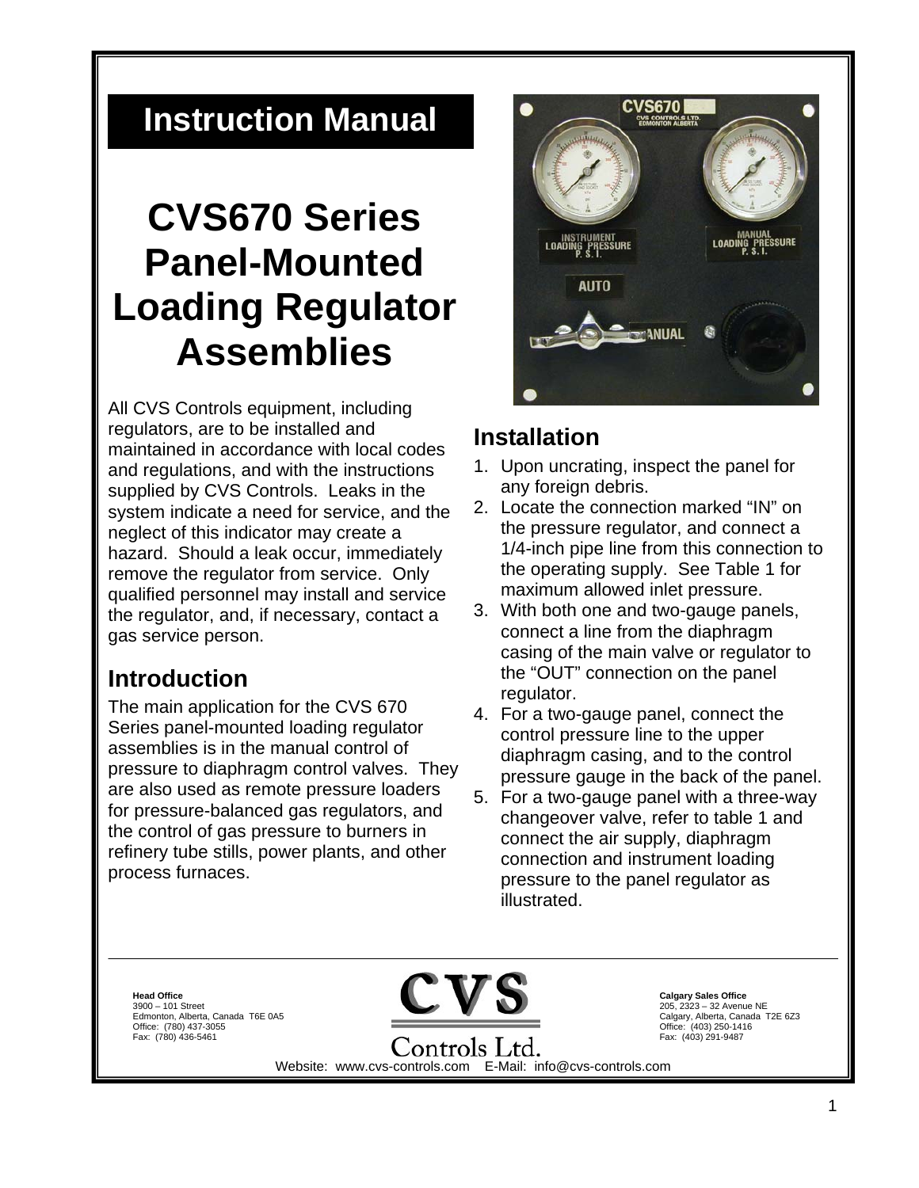# Instruction Manual

# CVS670 Series Panel-Mounted Loading Regulator Assemblies

All CVS Controls equipment, including regulators, are to be installed and maintained in accordance with local codes and regulations, and with the instructions supplied by CVS Controls. Leaks in the system indicate a need for service, and the neglect of this indicator may create a hazard. Should a leak occur, immediately remove the regulator from service. Only qualified personnel may install and service the regulator, and, if necessary, contact a gas service person.

## Introduction

The main application for the CVS 670 Series panel-mounted loading regulator assemblies is in the manual control of pressure to diaphragm control valves. They are also used as remote pressure loaders for pressure-balanced gas regulators, and the control of gas pressure to burners in refinery tube stills, power plants, and other process furnaces.

## Installation

1. Upon uncrating, inspect the panel for any foreign debris.
2. Locate the connection marked "IN" on the pressure regulator, and connect a 1/4-inch pipe line from this connection to the operating supply. See Table 1 for maximum allowed inlet pressure.
3. With both one and two-gauge panels, connect a line from the diaphragm casing of the main valve or regulator to the "OUT" connection on the panel regulator.
4. For a two-gauge panel, connect the control pressure line to the upper diaphragm casing, and to the control pressure gauge in the back of the panel.
5. For a two-gauge panel with a three-way changeover valve, refer to table 1 and connect the air supply, diaphragm connection and instrument loading pressure to the panel regulator as illustrated.

**Head Office**
3900 – 101 Street
Edmonton, Alberta, Canada T6E 0A5
Office: (780) 437-3055
Fax: (780) 436-5461

CVS Controls Ltd.

**Calgary Sales Office**
205, 2323 – 32 Avenue NE
Calgary, Alberta, Canada T2E 6Z3
Office: (403) 250-1416
Fax: (403) 291-9487

Website: www.cvs-controls.com E-Mail: info@cvs-controls.com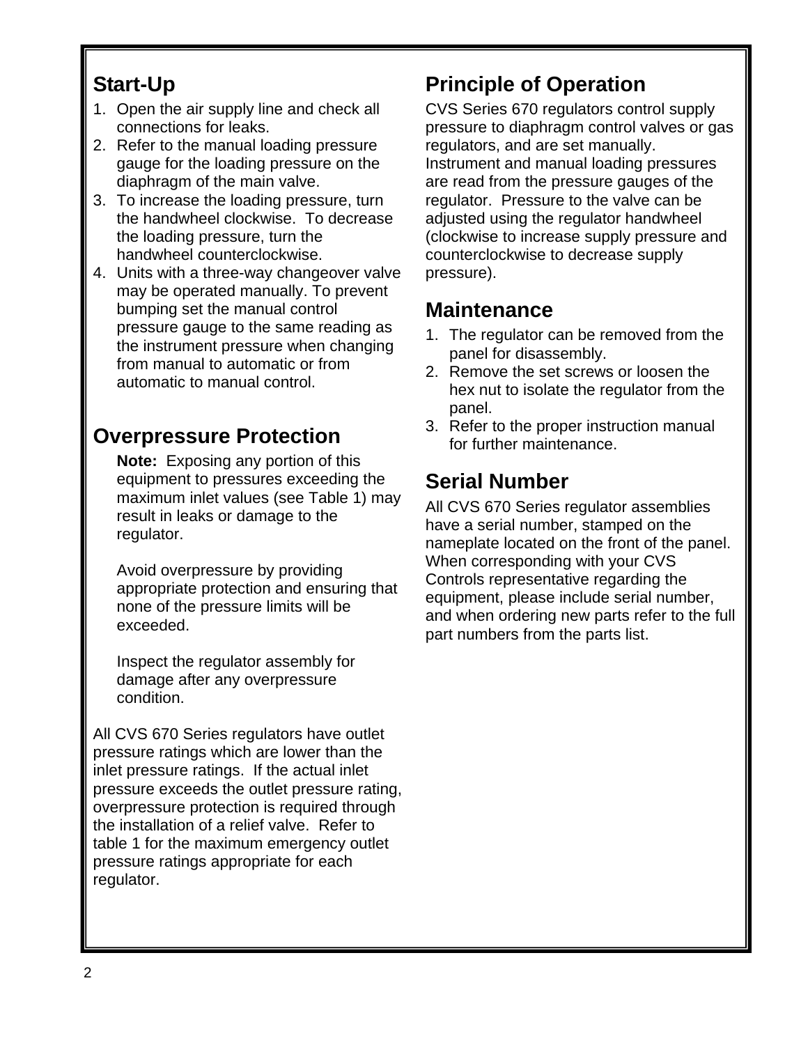## Start-Up

1. Open the air supply line and check all connections for leaks.
2. Refer to the manual loading pressure gauge for the loading pressure on the diaphragm of the main valve.
3. To increase the loading pressure, turn the handwheel clockwise. To decrease the loading pressure, turn the handwheel counterclockwise.
4. Units with a three-way changeover valve may be operated manually. To prevent bumping set the manual control pressure gauge to the same reading as the instrument pressure when changing from manual to automatic or from automatic to manual control.

## Overpressure Protection

**Note:** Exposing any portion of this equipment to pressures exceeding the maximum inlet values (see Table 1) may result in leaks or damage to the regulator.

Avoid overpressure by providing appropriate protection and ensuring that none of the pressure limits will be exceeded.

Inspect the regulator assembly for damage after any overpressure condition.

All CVS 670 Series regulators have outlet pressure ratings which are lower than the inlet pressure ratings. If the actual inlet pressure exceeds the outlet pressure rating, overpressure protection is required through the installation of a relief valve. Refer to table 1 for the maximum emergency outlet pressure ratings appropriate for each regulator.

## Principle of Operation

CVS Series 670 regulators control supply pressure to diaphragm control valves or gas regulators, and are set manually. Instrument and manual loading pressures are read from the pressure gauges of the regulator. Pressure to the valve can be adjusted using the regulator handwheel (clockwise to increase supply pressure and counterclockwise to decrease supply pressure).

## Maintenance

1. The regulator can be removed from the panel for disassembly.
2. Remove the set screws or loosen the hex nut to isolate the regulator from the panel.
3. Refer to the proper instruction manual for further maintenance.

## Serial Number

All CVS 670 Series regulator assemblies have a serial number, stamped on the nameplate located on the front of the panel. When corresponding with your CVS Controls representative regarding the equipment, please include serial number, and when ordering new parts refer to the full part numbers from the parts list.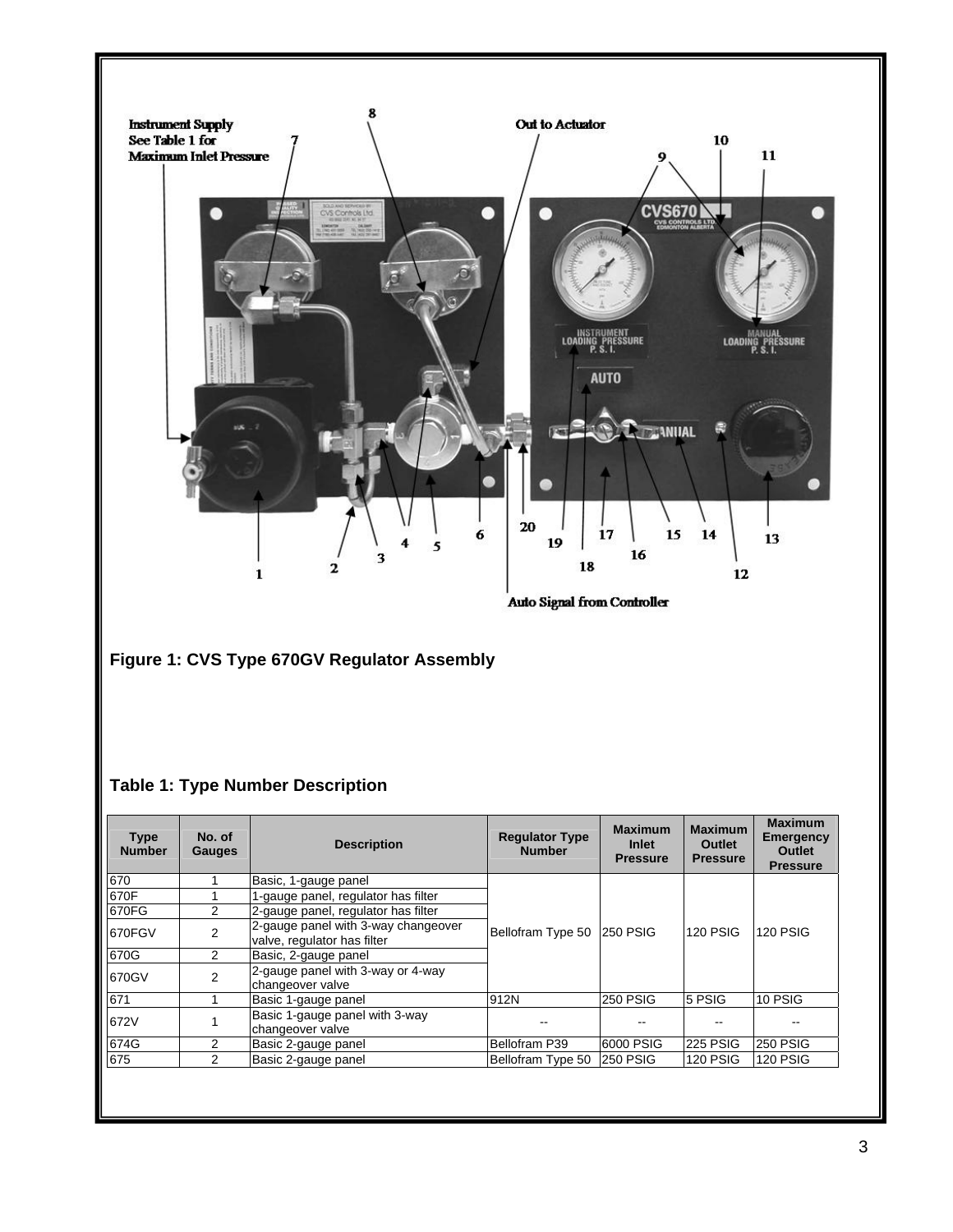**Figure 1: CVS Type 670GV Regulator Assembly**

**Table 1: Type Number Description**

| Type Number | No. of Gauges | Description | Regulator Type Number | Maximum Inlet Pressure | Maximum Outlet Pressure | Maximum Emergency Outlet Pressure |
|---|---|---|---|---|---|---|
| 670 | 1 | Basic, 1-gauge panel | Bellofram Type 50 | 250 PSIG | 120 PSIG | 120 PSIG |
| 670F | 1 | 1-gauge panel, regulator has filter | | | | |
| 670FG | 2 | 2-gauge panel, regulator has filter | | | | |
| 670FGV | 2 | 2-gauge panel with 3-way changeover valve, regulator has filter | | | | |
| 670G | 2 | Basic, 2-gauge panel | | | | |
| 670GV | 2 | 2-gauge panel with 3-way or 4-way changeover valve | | | | |
| 671 | 1 | Basic 1-gauge panel | 912N | 250 PSIG | 5 PSIG | 10 PSIG |
| 672V | 1 | Basic 1-gauge panel with 3-way changeover valve | -- | -- | -- | -- |
| 674G | 2 | Basic 2-gauge panel | Bellofram P39 | 6000 PSIG | 225 PSIG | 250 PSIG |
| 675 | 2 | Basic 2-gauge panel | Bellofram Type 50 | 250 PSIG | 120 PSIG | 120 PSIG |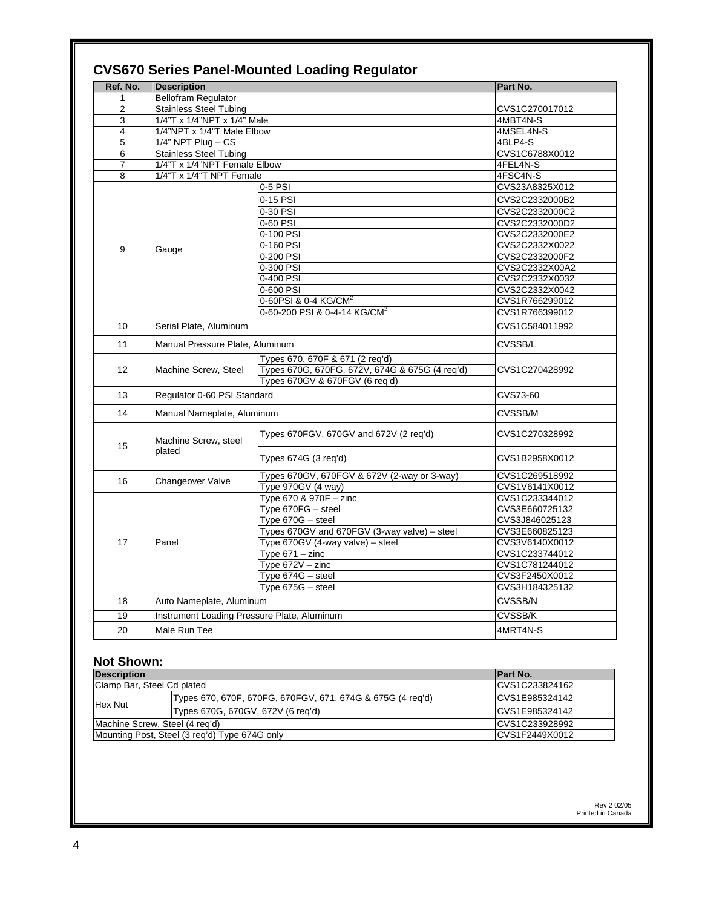## CVS670 Series Panel-Mounted Loading Regulator

| Ref. No. | Description | | Part No. |
|---|---|---|---|
| 1 | Bellofram Regulator | | |
| 2 | Stainless Steel Tubing | | CVS1C270017012 |
| 3 | 1/4"T x 1/4"NPT x 1/4" Male | | 4MBT4N-S |
| 4 | 1/4"NPT x 1/4"T Male Elbow | | 4MSEL4N-S |
| 5 | 1/4" NPT Plug – CS | | 4BLP4-S |
| 6 | Stainless Steel Tubing | | CVS1C6788X0012 |
| 7 | 1/4"T x 1/4"NPT Female Elbow | | 4FEL4N-S |
| 8 | 1/4"T x 1/4"T NPT Female | | 4FSC4N-S |
| 9 | Gauge | 0-5 PSI | CVS23A8325X012 |
| | | 0-15 PSI | CVS2C2332000B2 |
| | | 0-30 PSI | CVS2C2332000C2 |
| | | 0-60 PSI | CVS2C2332000D2 |
| | | 0-100 PSI | CVS2C2332000E2 |
| | | 0-160 PSI | CVS2C2332X0022 |
| | | 0-200 PSI | CVS2C2332000F2 |
| | | 0-300 PSI | CVS2C2332X00A2 |
| | | 0-400 PSI | CVS2C2332X0032 |
| | | 0-600 PSI | CVS2C2332X0042 |
| | | 0-60PSI & 0-4 KG/CM$^2$ | CVS1R766299012 |
| | | 0-60-200 PSI & 0-4-14 KG/CM$^2$ | CVS1R766399012 |
| 10 | Serial Plate, Aluminum | | CVS1C584011992 |
| 11 | Manual Pressure Plate, Aluminum | | CVSSB/L |
| 12 | Machine Screw, Steel | Types 670, 670F & 671 (2 req'd) | CVS1C270428992 |
| | | Types 670G, 670FG, 672V, 674G & 675G (4 req'd) | |
| | | Types 670GV & 670FGV (6 req'd) | |
| 13 | Regulator 0-60 PSI Standard | | CVS73-60 |
| 14 | Manual Nameplate, Aluminum | | CVSSB/M |
| 15 | Machine Screw, steel plated | Types 670FGV, 670GV and 672V (2 req'd) | CVS1C270328992 |
| | | Types 674G (3 req'd) | CVS1B2958X0012 |
| 16 | Changeover Valve | Types 670GV, 670FGV & 672V (2-way or 3-way) | CVS1C269518992 |
| | | Type 970GV (4 way) | CVS1V6141X0012 |
| 17 | Panel | Type 670 & 970F – zinc | CVS1C233344012 |
| | | Type 670FG – steel | CVS3E660725132 |
| | | Type 670G – steel | CVS3J846025123 |
| | | Types 670GV and 670FGV (3-way valve) – steel | CVS3E660825123 |
| | | Type 670GV (4-way valve) – steel | CVS3V6140X0012 |
| | | Type 671 – zinc | CVS1C233744012 |
| | | Type 672V – zinc | CVS1C781244012 |
| | | Type 674G – steel | CVS3F2450X0012 |
| | | Type 675G – steel | CVS3H184325132 |
| 18 | Auto Nameplate, Aluminum | | CVSSB/N |
| 19 | Instrument Loading Pressure Plate, Aluminum | | CVSSB/K |
| 20 | Male Run Tee | | 4MRT4N-S |

## Not Shown:

| Description | | Part No. |
|---|---|---|
| Clamp Bar, Steel Cd plated | | CVS1C233824162 |
| Hex Nut | Types 670, 670F, 670FG, 670FGV, 671, 674G & 675G (4 req'd) | CVS1E985324142 |
| | Types 670G, 670GV, 672V (6 req'd) | CVS1E985324142 |
| Machine Screw, Steel (4 req'd) | | CVS1C233928992 |
| Mounting Post, Steel (3 req'd) Type 674G only | | CVS1F2449X0012 |

Rev 2 02/05
Printed in Canada